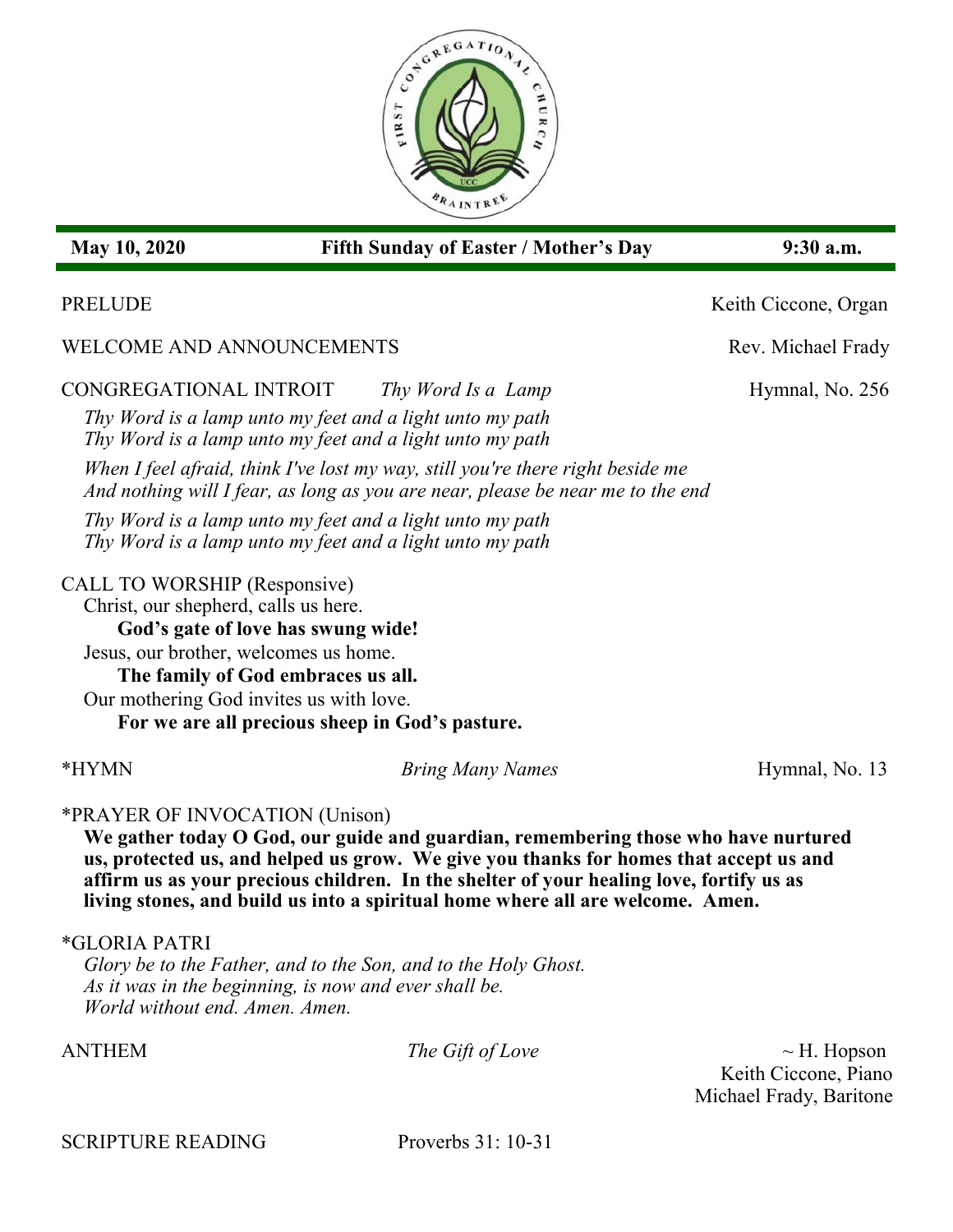**May 10, 2020** | **Fifth Sunday of Easter / Mother's Day** | **9:30 a.m.**

PRELUDE — Keith Ciccone, Organ

WELCOME AND ANNOUNCEMENTS — Rev. Michael Frady

CONGREGATIONAL INTROIT *Thy Word Is a Lamp* — Hymnal, No. 256

*Thy Word is a lamp unto my feet and a light unto my path*
*Thy Word is a lamp unto my feet and a light unto my path*

*When I feel afraid, think I've lost my way, still you're there right beside me*
*And nothing will I fear, as long as you are near, please be near me to the end*

*Thy Word is a lamp unto my feet and a light unto my path*
*Thy Word is a lamp unto my feet and a light unto my path*

CALL TO WORSHIP (Responsive)

Christ, our shepherd, calls us here.
**God's gate of love has swung wide!**
Jesus, our brother, welcomes us home.
**The family of God embraces us all.**
Our mothering God invites us with love.
**For we are all precious sheep in God's pasture.**

*HYMN *Bring Many Names* — Hymnal, No. 13

*PRAYER OF INVOCATION (Unison)

**We gather today O God, our guide and guardian, remembering those who have nurtured us, protected us, and helped us grow. We give you thanks for homes that accept us and affirm us as your precious children. In the shelter of your healing love, fortify us as living stones, and build us into a spiritual home where all are welcome. Amen.**

*GLORIA PATRI

*Glory be to the Father, and to the Son, and to the Holy Ghost.*
*As it was in the beginning, is now and ever shall be.*
*World without end. Amen. Amen.*

ANTHEM *The Gift of Love* — ~ H. Hopson
Keith Ciccone, Piano
Michael Frady, Baritone

SCRIPTURE READING — Proverbs 31: 10-31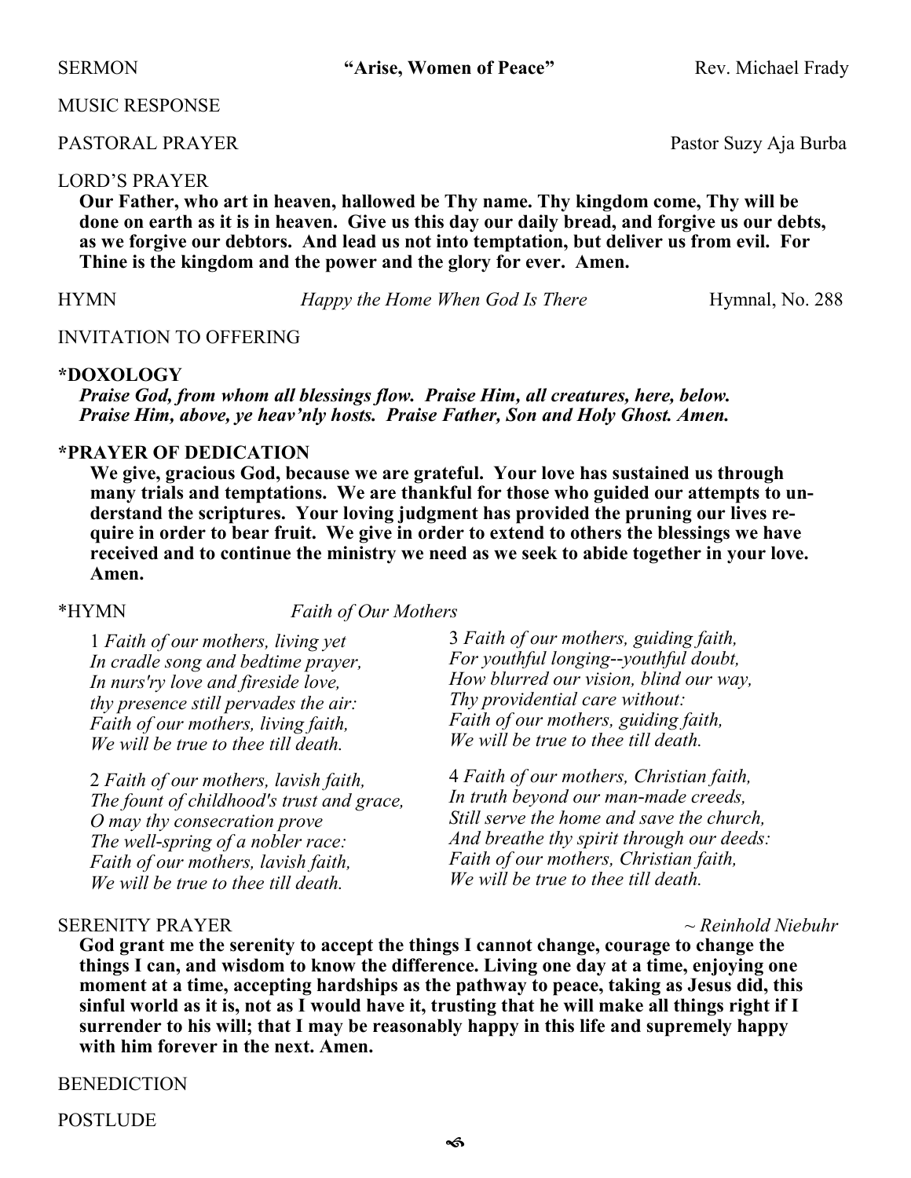SERMON **"Arise, Women of Peace"** Rev. Michael Frady

MUSIC RESPONSE

PASTORAL PRAYER Pastor Suzy Aja Burba

LORD'S PRAYER

**Our Father, who art in heaven, hallowed be Thy name. Thy kingdom come, Thy will be done on earth as it is in heaven. Give us this day our daily bread, and forgive us our debts, as we forgive our debtors. And lead us not into temptation, but deliver us from evil. For Thine is the kingdom and the power and the glory for ever. Amen.**

HYMN *Happy the Home When God Is There* Hymnal, No. 288

INVITATION TO OFFERING

**\*DOXOLOGY**

***Praise God, from whom all blessings flow. Praise Him, all creatures, here, below. Praise Him, above, ye heav'nly hosts. Praise Father, Son and Holy Ghost. Amen.***

**\*PRAYER OF DEDICATION**

**We give, gracious God, because we are grateful. Your love has sustained us through many trials and temptations. We are thankful for those who guided our attempts to understand the scriptures. Your loving judgment has provided the pruning our lives require in order to bear fruit. We give in order to extend to others the blessings we have received and to continue the ministry we need as we seek to abide together in your love. Amen.**

\*HYMN *Faith of Our Mothers*

1 *Faith of our mothers, living yet*
*In cradle song and bedtime prayer,*
*In nurs'ry love and fireside love,*
*thy presence still pervades the air:*
*Faith of our mothers, living faith,*
*We will be true to thee till death.*

2 *Faith of our mothers, lavish faith,*
*The fount of childhood's trust and grace,*
*O may thy consecration prove*
*The well-spring of a nobler race:*
*Faith of our mothers, lavish faith,*
*We will be true to thee till death.*

3 *Faith of our mothers, guiding faith,*
*For youthful longing--youthful doubt,*
*How blurred our vision, blind our way,*
*Thy providential care without:*
*Faith of our mothers, guiding faith,*
*We will be true to thee till death.*

4 *Faith of our mothers, Christian faith,*
*In truth beyond our man-made creeds,*
*Still serve the home and save the church,*
*And breathe thy spirit through our deeds:*
*Faith of our mothers, Christian faith,*
*We will be true to thee till death.*

SERENITY PRAYER *~ Reinhold Niebuhr*

**God grant me the serenity to accept the things I cannot change, courage to change the things I can, and wisdom to know the difference. Living one day at a time, enjoying one moment at a time, accepting hardships as the pathway to peace, taking as Jesus did, this sinful world as it is, not as I would have it, trusting that he will make all things right if I surrender to his will; that I may be reasonably happy in this life and supremely happy with him forever in the next. Amen.**

BENEDICTION

POSTLUDE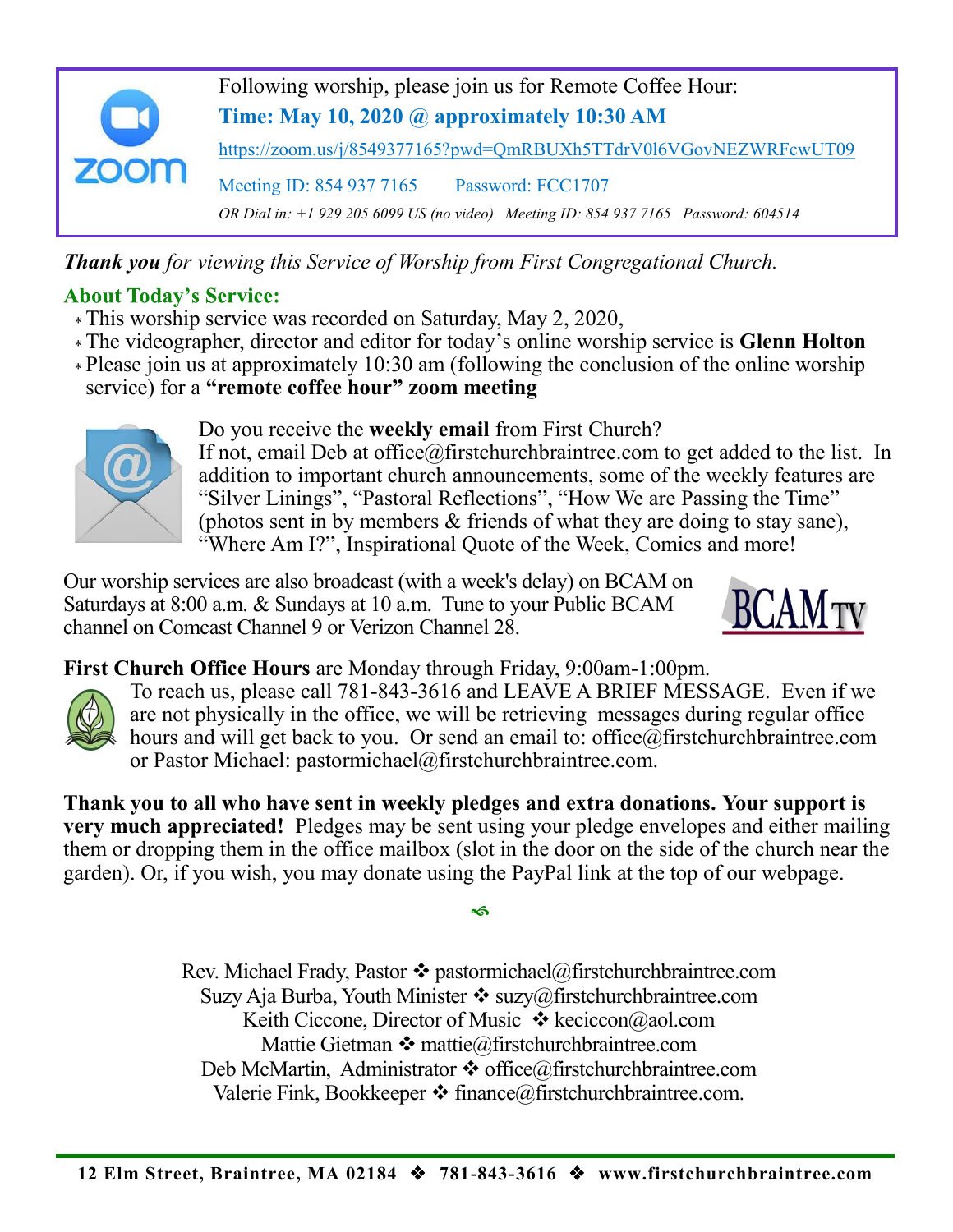Following worship, please join us for Remote Coffee Hour:

**Time: May 10, 2020 @ approximately 10:30 AM**

https://zoom.us/j/8549377165?pwd=QmRBUXh5TTdrV0l6VGovNEZWRFcwUT09

Meeting ID: 854 937 7165 Password: FCC1707

*OR Dial in: +1 929 205 6099 US (no video) Meeting ID: 854 937 7165 Password: 604514*

***Thank you** for viewing this Service of Worship from First Congregational Church.*

## About Today's Service:

- This worship service was recorded on Saturday, May 2, 2020,
- The videographer, director and editor for today's online worship service is **Glenn Holton**
- Please join us at approximately 10:30 am (following the conclusion of the online worship service) for a **"remote coffee hour" zoom meeting**

Do you receive the **weekly email** from First Church?
If not, email Deb at office@firstchurchbraintree.com to get added to the list. In addition to important church announcements, some of the weekly features are "Silver Linings", "Pastoral Reflections", "How We are Passing the Time" (photos sent in by members & friends of what they are doing to stay sane), "Where Am I?", Inspirational Quote of the Week, Comics and more!

Our worship services are also broadcast (with a week's delay) on BCAM on Saturdays at 8:00 a.m. & Sundays at 10 a.m. Tune to your Public BCAM channel on Comcast Channel 9 or Verizon Channel 28.

**First Church Office Hours** are Monday through Friday, 9:00am-1:00pm.
To reach us, please call 781-843-3616 and LEAVE A BRIEF MESSAGE. Even if we are not physically in the office, we will be retrieving messages during regular office hours and will get back to you. Or send an email to: office@firstchurchbraintree.com or Pastor Michael: pastormichael@firstchurchbraintree.com.

**Thank you to all who have sent in weekly pledges and extra donations. Your support is very much appreciated!** Pledges may be sent using your pledge envelopes and either mailing them or dropping them in the office mailbox (slot in the door on the side of the church near the garden). Or, if you wish, you may donate using the PayPal link at the top of our webpage.

Rev. Michael Frady, Pastor ❖ pastormichael@firstchurchbraintree.com
Suzy Aja Burba, Youth Minister ❖ suzy@firstchurchbraintree.com
Keith Ciccone, Director of Music ❖ keciccon@aol.com
Mattie Gietman ❖ mattie@firstchurchbraintree.com
Deb McMartin, Administrator ❖ office@firstchurchbraintree.com
Valerie Fink, Bookkeeper ❖ finance@firstchurchbraintree.com.

**12 Elm Street, Braintree, MA 02184 ❖ 781-843-3616 ❖ www.firstchurchbraintree.com**